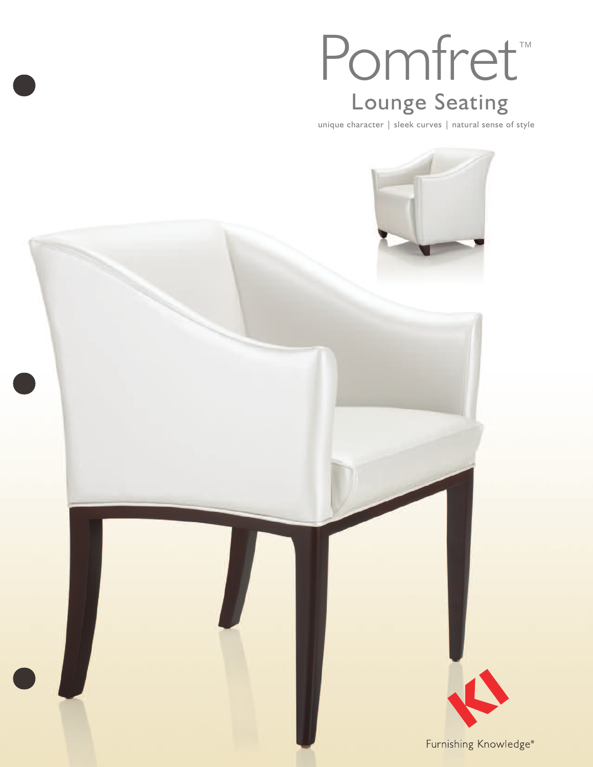# Pomfret™

## Lounge Seating

unique character | sleek curves | natural sense of style

Furnishing Knowledge®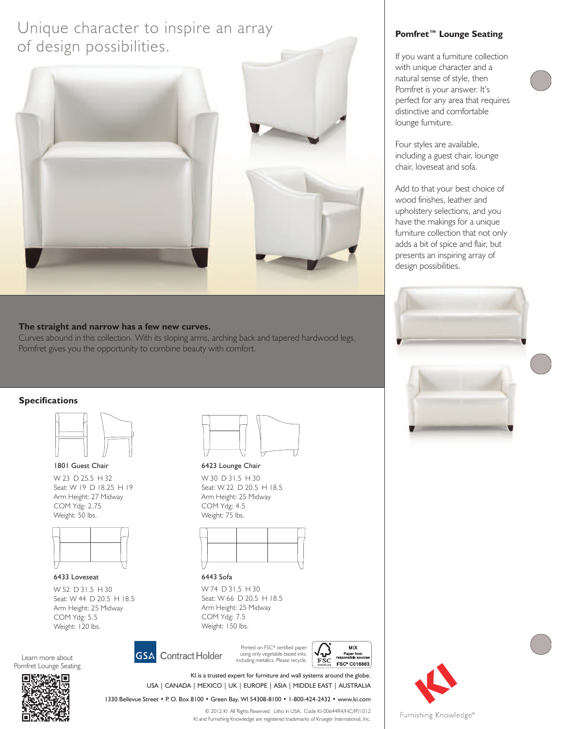# Unique character to inspire an array of design possibilities.

**The straight and narrow has a few new curves.**
Curves abound in this collection. With its sloping arms, arching back and tapered hardwood legs, Pomfret gives you the opportunity to combine beauty with comfort.

## Pomfret™ Lounge Seating

If you want a furniture collection with unique character and a natural sense of style, then Pomfret is your answer. It's perfect for any area that requires distinctive and comfortable lounge furniture.

Four styles are available, including a guest chair, lounge chair, loveseat and sofa.

Add to that your best choice of wood finishes, leather and upholstery selections, and you have the makings for a unique furniture collection that not only adds a bit of spice and flair, but presents an inspiring array of design possibilities.

## Specifications

**1801 Guest Chair**
W 23 D 25.5 H 32
Seat: W 19 D 18.25 H 19
Arm Height: 27 Midway
COM Ydg: 2.75
Weight: 50 lbs.

**6423 Lounge Chair**
W 30 D 31.5 H 30
Seat: W 22 D 20.5 H 18.5
Arm Height: 25 Midway
COM Ydg: 4.5
Weight: 75 lbs.

**6433 Loveseat**
W 52 D 31.5 H 30
Seat: W 44 D 20.5 H 18.5
Arm Height: 25 Midway
COM Ydg: 5.5
Weight: 120 lbs.

**6443 Sofa**
W 74 D 31.5 H 30
Seat: W 66 D 20.5 H 18.5
Arm Height: 25 Midway
COM Ydg: 7.5
Weight: 150 lbs.

Learn more about Pomfret Lounge Seating

GSA Contract Holder

Printed on FSC® certified paper using only vegetable-based inks, including metallics. Please recycle.

MIX Paper from responsible sources FSC® C016863

KI is a trusted expert for furniture and wall systems around the globe.
USA | CANADA | MEXICO | UK | EUROPE | ASIA | MIDDLE EAST | AUSTRALIA

1330 Bellevue Street • P. O. Box 8100 • Green Bay, WI 54308-8100 • 1-800-424-2432 • www.ki.com

© 2012 KI All Rights Reserved. Litho in USA. Code KI-00644R4/HC/IP/1012
KI and Furnishing Knowledge are registered trademarks of Krueger International, Inc.

KI Furnishing Knowledge®